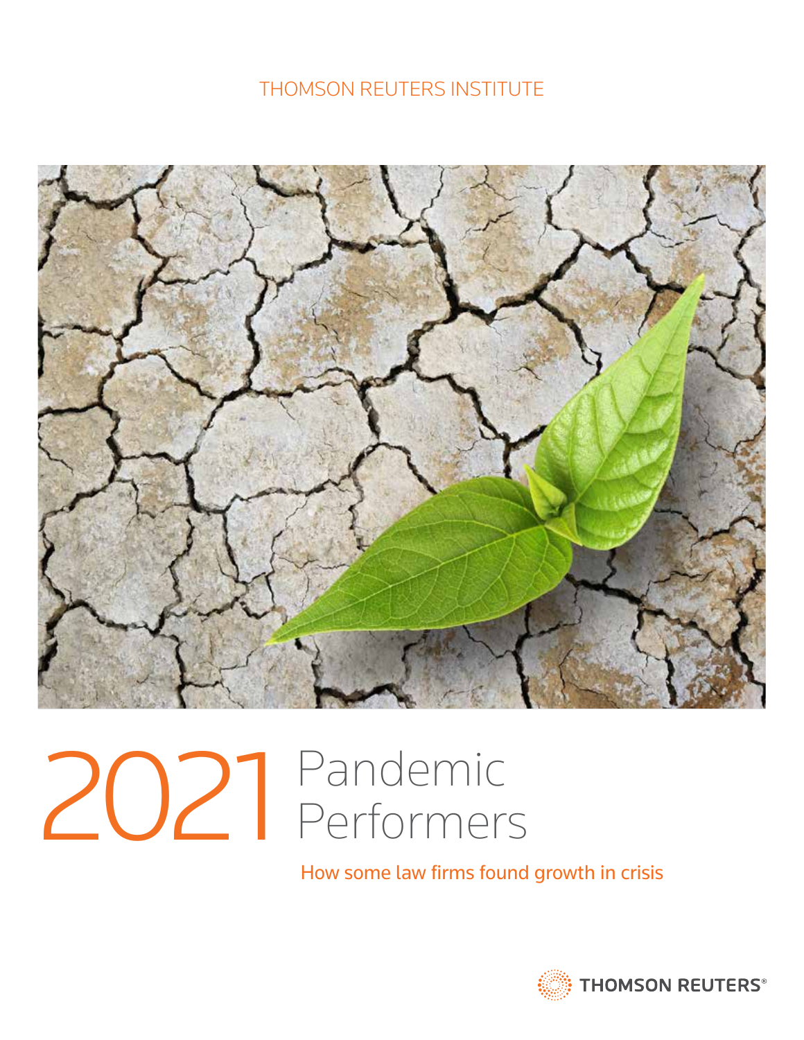THOMSON REUTERS INSTITUTE

# 2021 Pandemic Performers

How some law firms found growth in crisis

THOMSON REUTERS®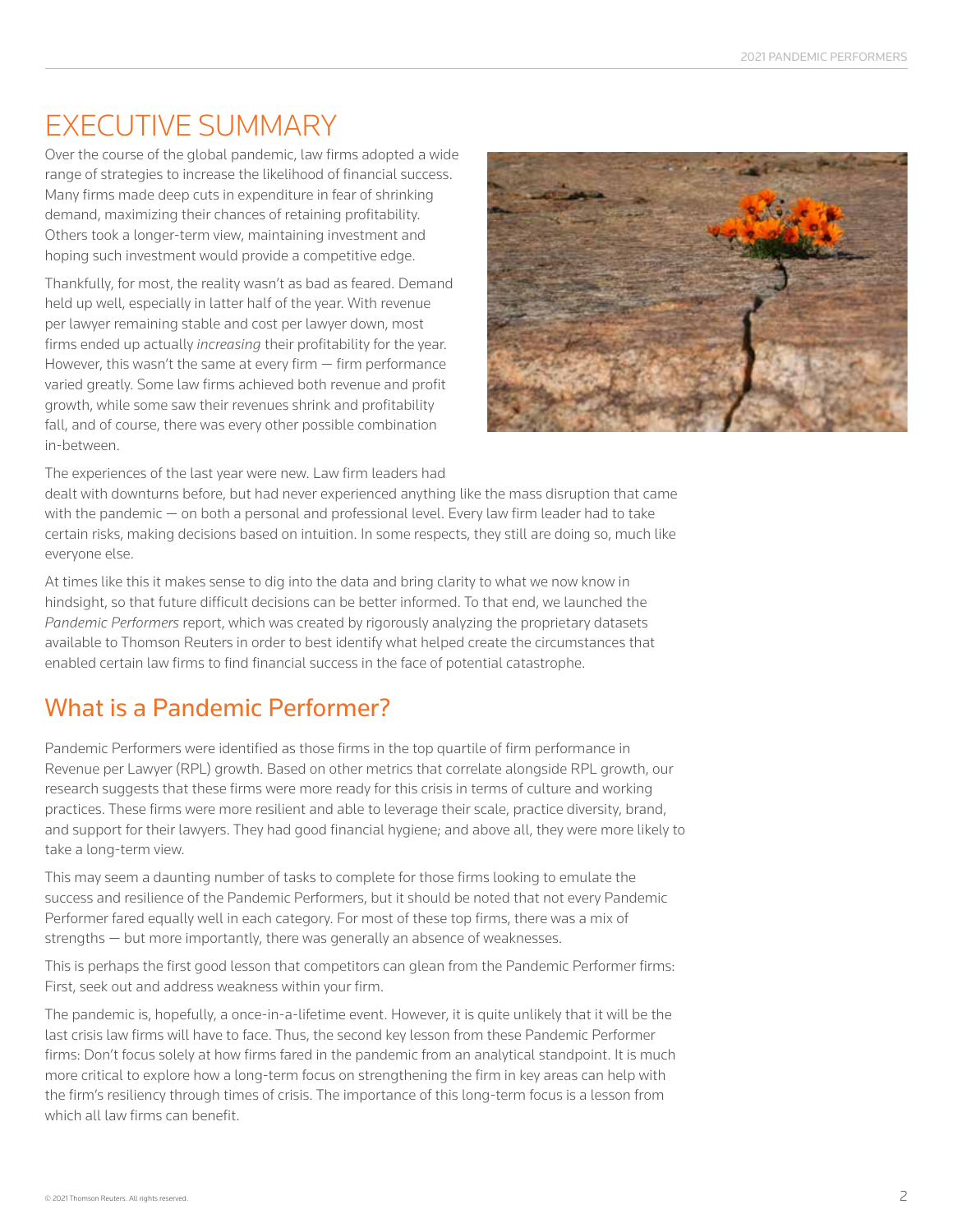# EXECUTIVE SUMMARY

Over the course of the global pandemic, law firms adopted a wide range of strategies to increase the likelihood of financial success. Many firms made deep cuts in expenditure in fear of shrinking demand, maximizing their chances of retaining profitability. Others took a longer-term view, maintaining investment and hoping such investment would provide a competitive edge.

Thankfully, for most, the reality wasn't as bad as feared. Demand held up well, especially in latter half of the year. With revenue per lawyer remaining stable and cost per lawyer down, most firms ended up actually *increasing* their profitability for the year. However, this wasn't the same at every firm — firm performance varied greatly. Some law firms achieved both revenue and profit growth, while some saw their revenues shrink and profitability fall, and of course, there was every other possible combination in-between.

The experiences of the last year were new. Law firm leaders had dealt with downturns before, but had never experienced anything like the mass disruption that came with the pandemic — on both a personal and professional level. Every law firm leader had to take certain risks, making decisions based on intuition. In some respects, they still are doing so, much like everyone else.

At times like this it makes sense to dig into the data and bring clarity to what we now know in hindsight, so that future difficult decisions can be better informed. To that end, we launched the *Pandemic Performers* report, which was created by rigorously analyzing the proprietary datasets available to Thomson Reuters in order to best identify what helped create the circumstances that enabled certain law firms to find financial success in the face of potential catastrophe.

## What is a Pandemic Performer?

Pandemic Performers were identified as those firms in the top quartile of firm performance in Revenue per Lawyer (RPL) growth. Based on other metrics that correlate alongside RPL growth, our research suggests that these firms were more ready for this crisis in terms of culture and working practices. These firms were more resilient and able to leverage their scale, practice diversity, brand, and support for their lawyers. They had good financial hygiene; and above all, they were more likely to take a long-term view.

This may seem a daunting number of tasks to complete for those firms looking to emulate the success and resilience of the Pandemic Performers, but it should be noted that not every Pandemic Performer fared equally well in each category. For most of these top firms, there was a mix of strengths — but more importantly, there was generally an absence of weaknesses.

This is perhaps the first good lesson that competitors can glean from the Pandemic Performer firms: First, seek out and address weakness within your firm.

The pandemic is, hopefully, a once-in-a-lifetime event. However, it is quite unlikely that it will be the last crisis law firms will have to face. Thus, the second key lesson from these Pandemic Performer firms: Don't focus solely at how firms fared in the pandemic from an analytical standpoint. It is much more critical to explore how a long-term focus on strengthening the firm in key areas can help with the firm's resiliency through times of crisis. The importance of this long-term focus is a lesson from which all law firms can benefit.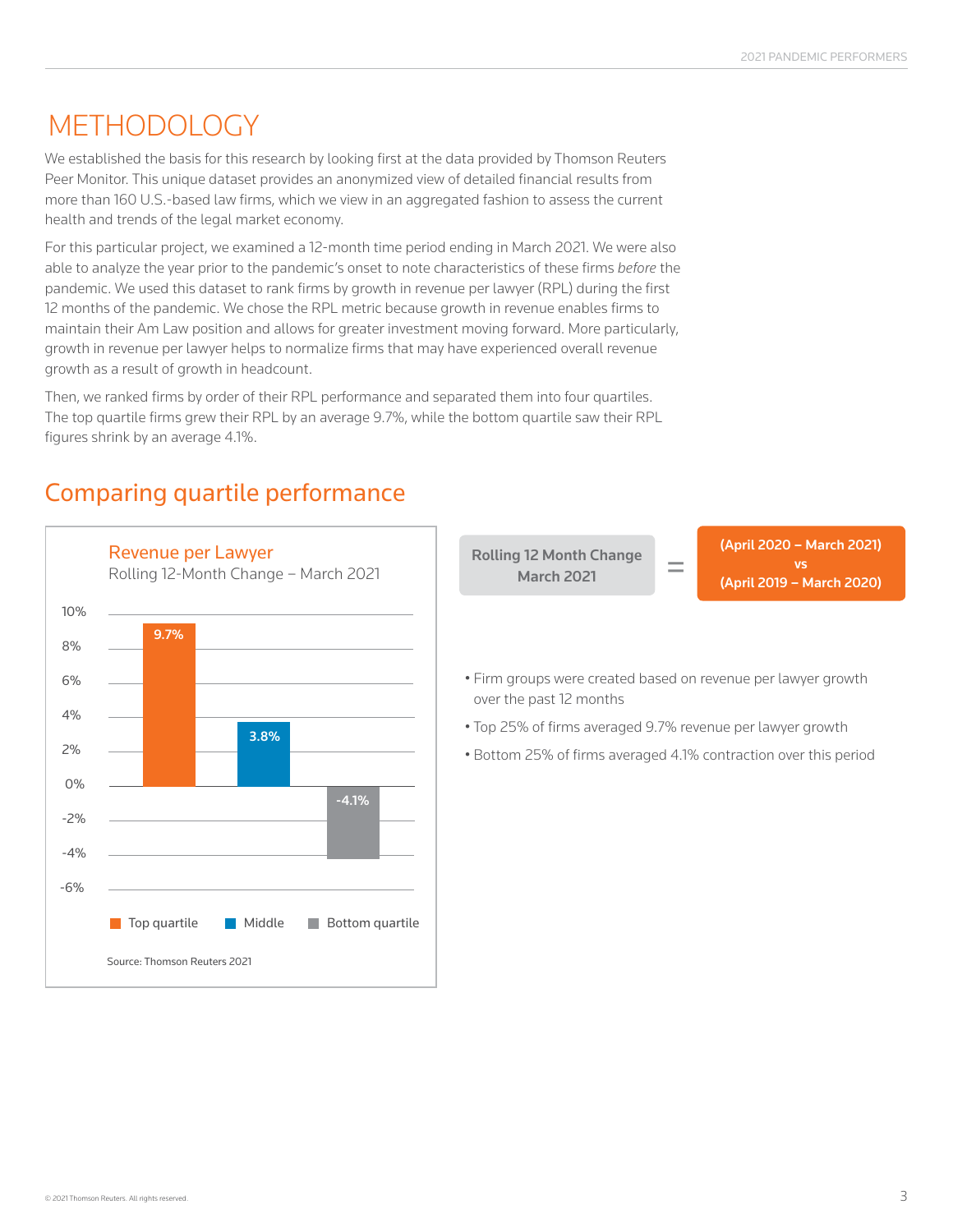# METHODOLOGY

We established the basis for this research by looking first at the data provided by Thomson Reuters Peer Monitor. This unique dataset provides an anonymized view of detailed financial results from more than 160 U.S.-based law firms, which we view in an aggregated fashion to assess the current health and trends of the legal market economy.

For this particular project, we examined a 12-month time period ending in March 2021. We were also able to analyze the year prior to the pandemic's onset to note characteristics of these firms *before* the pandemic. We used this dataset to rank firms by growth in revenue per lawyer (RPL) during the first 12 months of the pandemic. We chose the RPL metric because growth in revenue enables firms to maintain their Am Law position and allows for greater investment moving forward. More particularly, growth in revenue per lawyer helps to normalize firms that may have experienced overall revenue growth as a result of growth in headcount.

Then, we ranked firms by order of their RPL performance and separated them into four quartiles. The top quartile firms grew their RPL by an average 9.7%, while the bottom quartile saw their RPL figures shrink by an average 4.1%.

## Comparing quartile performance

**Revenue per Lawyer**
Rolling 12-Month Change – March 2021

| Quartile | Change |
|---|---|
| Top quartile | 9.7% |
| Middle | 3.8% |
| Bottom quartile | -4.1% |

Source: Thomson Reuters 2021

**Rolling 12 Month Change March 2021** = **(April 2020 – March 2021) vs (April 2019 – March 2020)**

- Firm groups were created based on revenue per lawyer growth over the past 12 months
- Top 25% of firms averaged 9.7% revenue per lawyer growth
- Bottom 25% of firms averaged 4.1% contraction over this period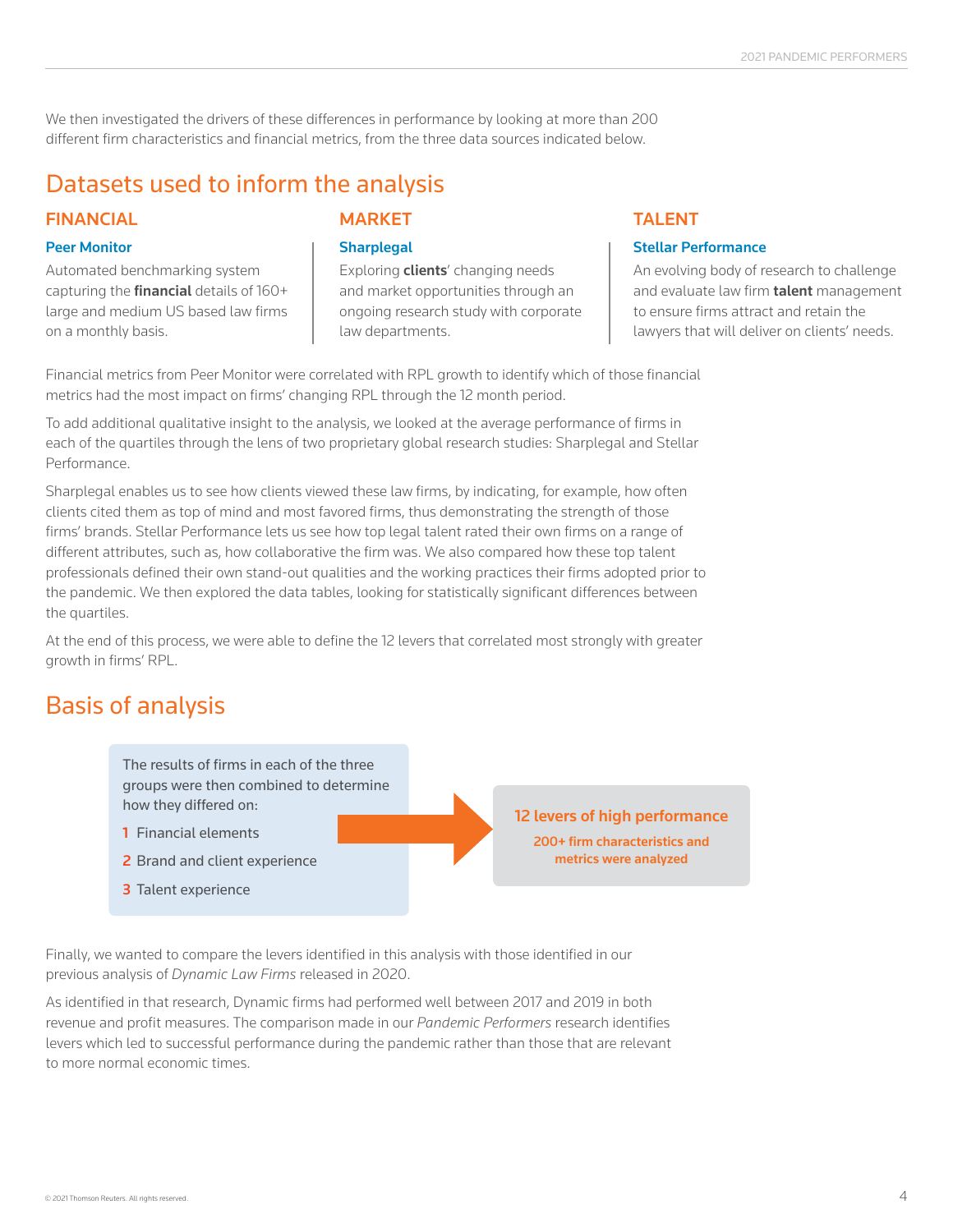We then investigated the drivers of these differences in performance by looking at more than 200 different firm characteristics and financial metrics, from the three data sources indicated below.

## Datasets used to inform the analysis

### FINANCIAL

**Peer Monitor**

Automated benchmarking system capturing the **financial** details of 160+ large and medium US based law firms on a monthly basis.

### MARKET

**Sharplegal**

Exploring **clients**' changing needs and market opportunities through an ongoing research study with corporate law departments.

### TALENT

**Stellar Performance**

An evolving body of research to challenge and evaluate law firm **talent** management to ensure firms attract and retain the lawyers that will deliver on clients' needs.

Financial metrics from Peer Monitor were correlated with RPL growth to identify which of those financial metrics had the most impact on firms' changing RPL through the 12 month period.

To add additional qualitative insight to the analysis, we looked at the average performance of firms in each of the quartiles through the lens of two proprietary global research studies: Sharplegal and Stellar Performance.

Sharplegal enables us to see how clients viewed these law firms, by indicating, for example, how often clients cited them as top of mind and most favored firms, thus demonstrating the strength of those firms' brands. Stellar Performance lets us see how top legal talent rated their own firms on a range of different attributes, such as, how collaborative the firm was. We also compared how these top talent professionals defined their own stand-out qualities and the working practices their firms adopted prior to the pandemic. We then explored the data tables, looking for statistically significant differences between the quartiles.

At the end of this process, we were able to define the 12 levers that correlated most strongly with greater growth in firms' RPL.

## Basis of analysis

The results of firms in each of the three groups were then combined to determine how they differed on:

1. Financial elements
2. Brand and client experience
3. Talent experience

**12 levers of high performance**

**200+ firm characteristics and metrics were analyzed**

Finally, we wanted to compare the levers identified in this analysis with those identified in our previous analysis of *Dynamic Law Firms* released in 2020.

As identified in that research, Dynamic firms had performed well between 2017 and 2019 in both revenue and profit measures. The comparison made in our *Pandemic Performers* research identifies levers which led to successful performance during the pandemic rather than those that are relevant to more normal economic times.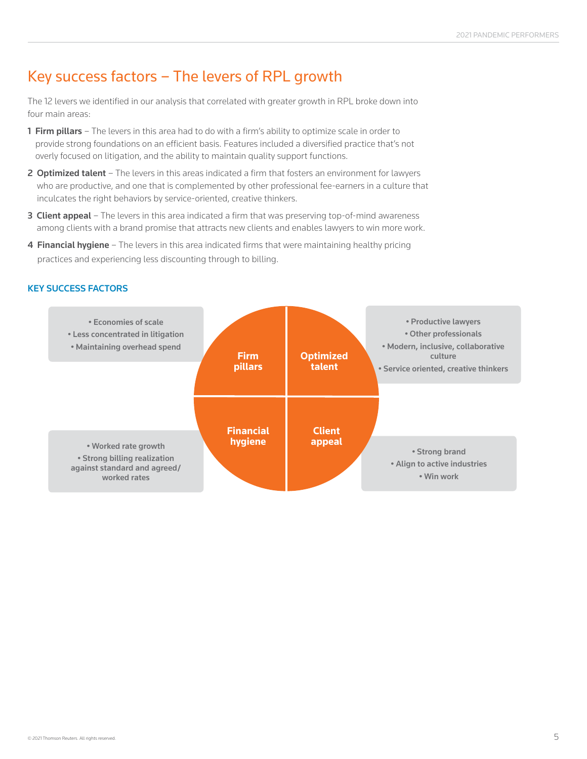## Key success factors – The levers of RPL growth

The 12 levers we identified in our analysis that correlated with greater growth in RPL broke down into four main areas:

1. **Firm pillars** – The levers in this area had to do with a firm's ability to optimize scale in order to provide strong foundations on an efficient basis. Features included a diversified practice that's not overly focused on litigation, and the ability to maintain quality support functions.
2. **Optimized talent** – The levers in this areas indicated a firm that fosters an environment for lawyers who are productive, and one that is complemented by other professional fee-earners in a culture that inculcates the right behaviors by service-oriented, creative thinkers.
3. **Client appeal** – The levers in this area indicated a firm that was preserving top-of-mind awareness among clients with a brand promise that attracts new clients and enables lawyers to win more work.
4. **Financial hygiene** – The levers in this area indicated firms that were maintaining healthy pricing practices and experiencing less discounting through to billing.

### KEY SUCCESS FACTORS

**Firm pillars**
- Economies of scale
- Less concentrated in litigation
- Maintaining overhead spend

**Optimized talent**
- Productive lawyers
- Other professionals
- Modern, inclusive, collaborative culture
- Service oriented, creative thinkers

**Financial hygiene**
- Worked rate growth
- Strong billing realization against standard and agreed/worked rates

**Client appeal**
- Strong brand
- Align to active industries
- Win work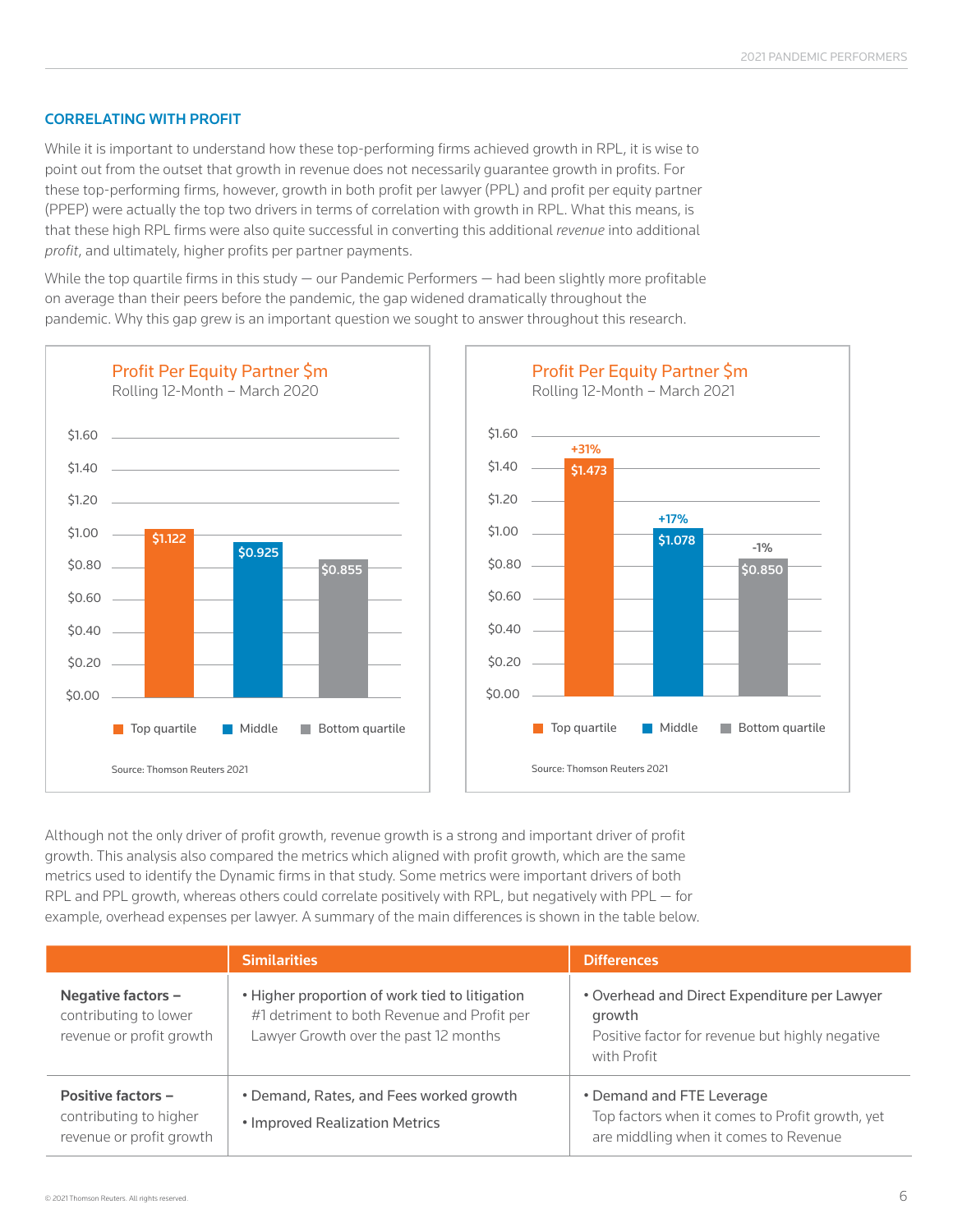## CORRELATING WITH PROFIT

While it is important to understand how these top-performing firms achieved growth in RPL, it is wise to point out from the outset that growth in revenue does not necessarily guarantee growth in profits. For these top-performing firms, however, growth in both profit per lawyer (PPL) and profit per equity partner (PPEP) were actually the top two drivers in terms of correlation with growth in RPL. What this means, is that these high RPL firms were also quite successful in converting this additional *revenue* into additional *profit*, and ultimately, higher profits per partner payments.

While the top quartile firms in this study — our Pandemic Performers — had been slightly more profitable on average than their peers before the pandemic, the gap widened dramatically throughout the pandemic. Why this gap grew is an important question we sought to answer throughout this research.

**Profit Per Equity Partner $m**
Rolling 12-Month – March 2020

| | Top quartile | Middle | Bottom quartile |
|---|---|---|---|
| PPEP | $1.122 | $0.925 | $0.855 |

Source: Thomson Reuters 2021

**Profit Per Equity Partner $m**
Rolling 12-Month – March 2021

| | Top quartile | Middle | Bottom quartile |
|---|---|---|---|
| PPEP | $1.473 | $1.078 | $0.850 |
| Change | +31% | +17% | -1% |

Source: Thomson Reuters 2021

Although not the only driver of profit growth, revenue growth is a strong and important driver of profit growth. This analysis also compared the metrics which aligned with profit growth, which are the same metrics used to identify the Dynamic firms in that study. Some metrics were important drivers of both RPL and PPL growth, whereas others could correlate positively with RPL, but negatively with PPL — for example, overhead expenses per lawyer. A summary of the main differences is shown in the table below.

| | Similarities | Differences |
|---|---|---|
| **Negative factors –** contributing to lower revenue or profit growth | • Higher proportion of work tied to litigation<br>#1 detriment to both Revenue and Profit per Lawyer Growth over the past 12 months | • Overhead and Direct Expenditure per Lawyer growth<br>Positive factor for revenue but highly negative with Profit |
| **Positive factors –** contributing to higher revenue or profit growth | • Demand, Rates, and Fees worked growth<br>• Improved Realization Metrics | • Demand and FTE Leverage<br>Top factors when it comes to Profit growth, yet are middling when it comes to Revenue |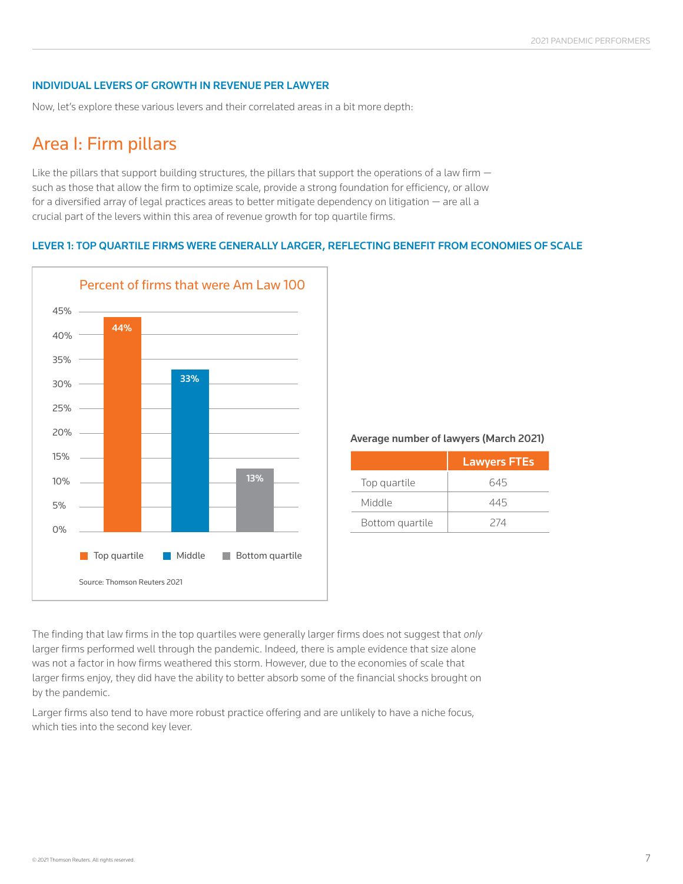### INDIVIDUAL LEVERS OF GROWTH IN REVENUE PER LAWYER

Now, let's explore these various levers and their correlated areas in a bit more depth:

## Area I: Firm pillars

Like the pillars that support building structures, the pillars that support the operations of a law firm — such as those that allow the firm to optimize scale, provide a strong foundation for efficiency, or allow for a diversified array of legal practices areas to better mitigate dependency on litigation — are all a crucial part of the levers within this area of revenue growth for top quartile firms.

### LEVER 1: TOP QUARTILE FIRMS WERE GENERALLY LARGER, REFLECTING BENEFIT FROM ECONOMIES OF SCALE

**Percent of firms that were Am Law 100**

| | Percent |
|---|---|
| Top quartile | 44% |
| Middle | 33% |
| Bottom quartile | 13% |

Source: Thomson Reuters 2021

**Average number of lawyers (March 2021)**

| | Lawyers FTEs |
|---|---|
| Top quartile | 645 |
| Middle | 445 |
| Bottom quartile | 274 |

The finding that law firms in the top quartiles were generally larger firms does not suggest that *only* larger firms performed well through the pandemic. Indeed, there is ample evidence that size alone was not a factor in how firms weathered this storm. However, due to the economies of scale that larger firms enjoy, they did have the ability to better absorb some of the financial shocks brought on by the pandemic.

Larger firms also tend to have more robust practice offering and are unlikely to have a niche focus, which ties into the second key lever.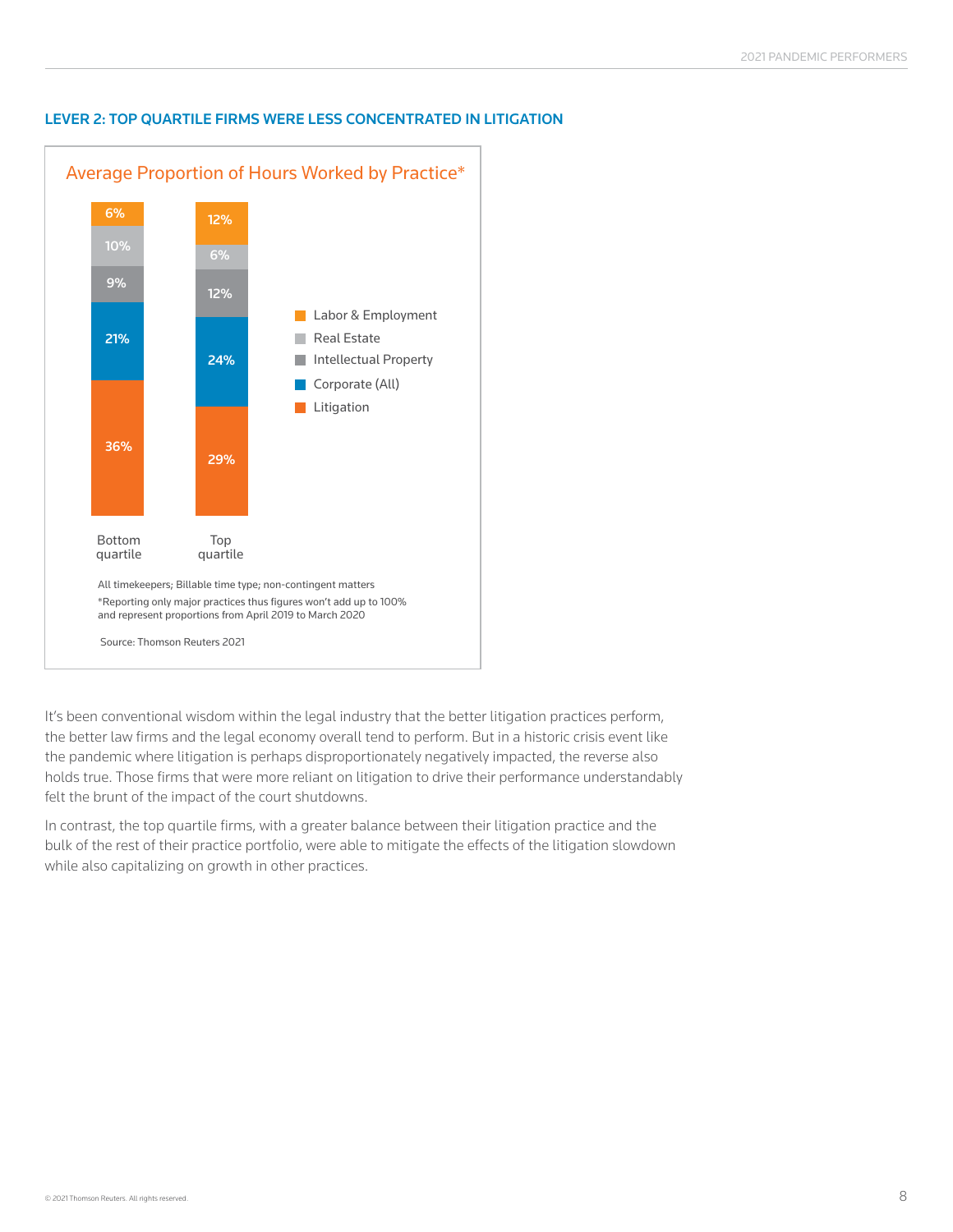## LEVER 2: TOP QUARTILE FIRMS WERE LESS CONCENTRATED IN LITIGATION

### Average Proportion of Hours Worked by Practice*

| Practice | Bottom quartile | Top quartile |
| --- | --- | --- |
| Labor & Employment | 6% | 12% |
| Real Estate | 10% | 6% |
| Intellectual Property | 9% | 12% |
| Corporate (All) | 21% | 24% |
| Litigation | 36% | 29% |

All timekeepers; Billable time type; non-contingent matters

*Reporting only major practices thus figures won't add up to 100% and represent proportions from April 2019 to March 2020

Source: Thomson Reuters 2021

It's been conventional wisdom within the legal industry that the better litigation practices perform, the better law firms and the legal economy overall tend to perform. But in a historic crisis event like the pandemic where litigation is perhaps disproportionately negatively impacted, the reverse also holds true. Those firms that were more reliant on litigation to drive their performance understandably felt the brunt of the impact of the court shutdowns.

In contrast, the top quartile firms, with a greater balance between their litigation practice and the bulk of the rest of their practice portfolio, were able to mitigate the effects of the litigation slowdown while also capitalizing on growth in other practices.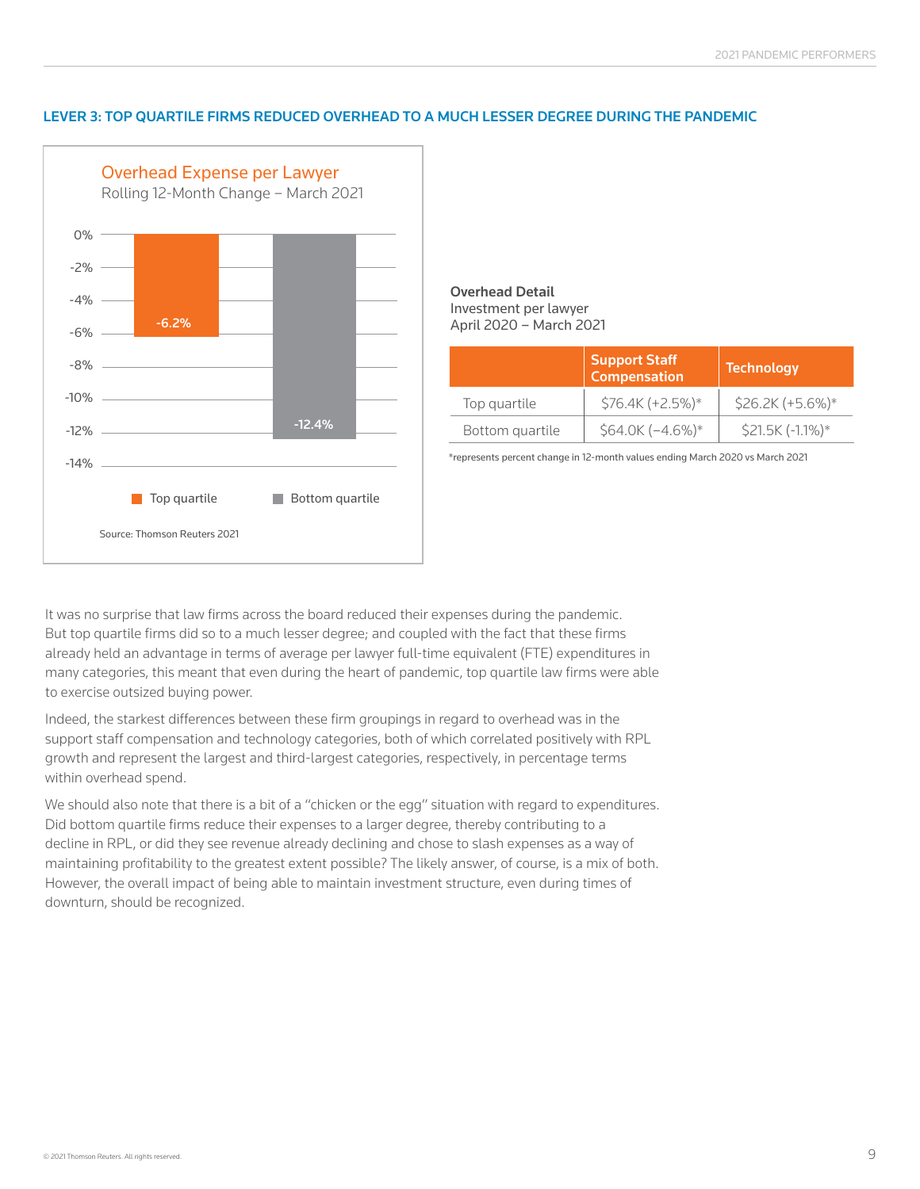## LEVER 3: TOP QUARTILE FIRMS REDUCED OVERHEAD TO A MUCH LESSER DEGREE DURING THE PANDEMIC

**Overhead Expense per Lawyer**
Rolling 12-Month Change – March 2021

| | Overhead Expense per Lawyer |
|---|---|
| Top quartile | -6.2% |
| Bottom quartile | -12.4% |

Source: Thomson Reuters 2021

**Overhead Detail**
Investment per lawyer
April 2020 – March 2021

| | Support Staff Compensation | Technology |
|---|---|---|
| Top quartile | $76.4K (+2.5%)* | $26.2K (+5.6%)* |
| Bottom quartile | $64.0K (−4.6%)* | $21.5K (-1.1%)* |

*represents percent change in 12-month values ending March 2020 vs March 2021

It was no surprise that law firms across the board reduced their expenses during the pandemic. But top quartile firms did so to a much lesser degree; and coupled with the fact that these firms already held an advantage in terms of average per lawyer full-time equivalent (FTE) expenditures in many categories, this meant that even during the heart of pandemic, top quartile law firms were able to exercise outsized buying power.

Indeed, the starkest differences between these firm groupings in regard to overhead was in the support staff compensation and technology categories, both of which correlated positively with RPL growth and represent the largest and third-largest categories, respectively, in percentage terms within overhead spend.

We should also note that there is a bit of a "chicken or the egg" situation with regard to expenditures. Did bottom quartile firms reduce their expenses to a larger degree, thereby contributing to a decline in RPL, or did they see revenue already declining and chose to slash expenses as a way of maintaining profitability to the greatest extent possible? The likely answer, of course, is a mix of both. However, the overall impact of being able to maintain investment structure, even during times of downturn, should be recognized.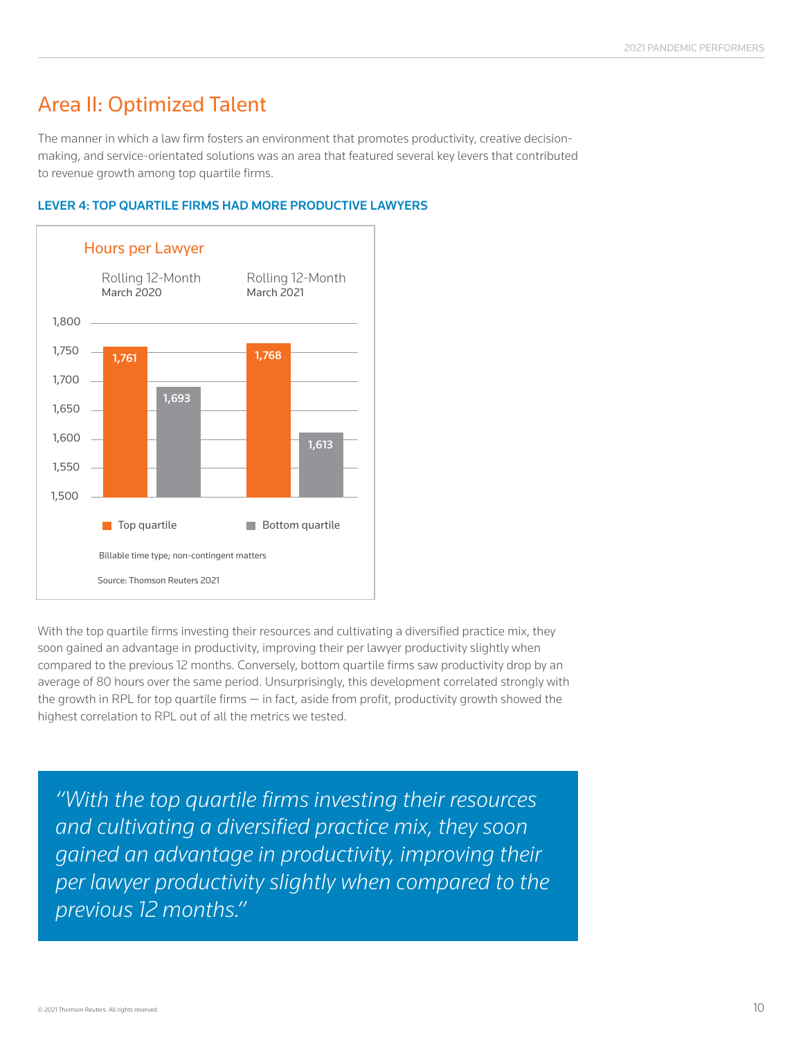## Area II: Optimized Talent

The manner in which a law firm fosters an environment that promotes productivity, creative decision-making, and service-orientated solutions was an area that featured several key levers that contributed to revenue growth among top quartile firms.

### LEVER 4: TOP QUARTILE FIRMS HAD MORE PRODUCTIVE LAWYERS

**Hours per Lawyer**

| | Rolling 12-Month March 2020 | Rolling 12-Month March 2021 |
|---|---|---|
| Top quartile | 1,761 | 1,768 |
| Bottom quartile | 1,693 | 1,613 |

Billable time type; non-contingent matters

Source: Thomson Reuters 2021

With the top quartile firms investing their resources and cultivating a diversified practice mix, they soon gained an advantage in productivity, improving their per lawyer productivity slightly when compared to the previous 12 months. Conversely, bottom quartile firms saw productivity drop by an average of 80 hours over the same period. Unsurprisingly, this development correlated strongly with the growth in RPL for top quartile firms — in fact, aside from profit, productivity growth showed the highest correlation to RPL out of all the metrics we tested.

> *"With the top quartile firms investing their resources and cultivating a diversified practice mix, they soon gained an advantage in productivity, improving their per lawyer productivity slightly when compared to the previous 12 months."*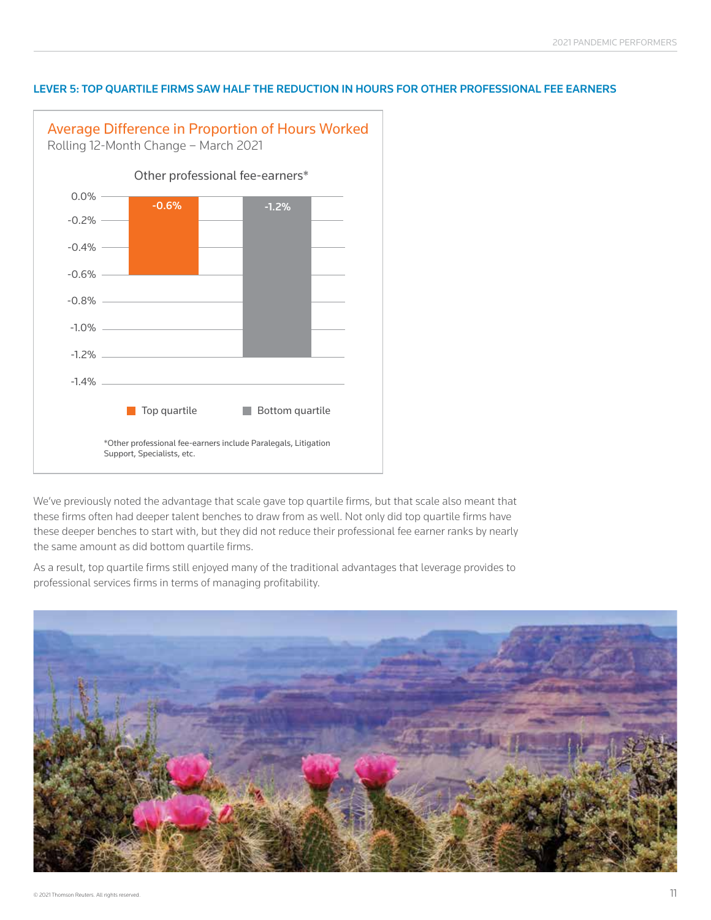## LEVER 5: TOP QUARTILE FIRMS SAW HALF THE REDUCTION IN HOURS FOR OTHER PROFESSIONAL FEE EARNERS

**Average Difference in Proportion of Hours Worked**

Rolling 12-Month Change – March 2021

Other professional fee-earners*

| | Top quartile | Bottom quartile |
|---|---|---|
| Other professional fee-earners* | -0.6% | -1.2% |

*Other professional fee-earners include Paralegals, Litigation Support, Specialists, etc.

We've previously noted the advantage that scale gave top quartile firms, but that scale also meant that these firms often had deeper talent benches to draw from as well. Not only did top quartile firms have these deeper benches to start with, but they did not reduce their professional fee earner ranks by nearly the same amount as did bottom quartile firms.

As a result, top quartile firms still enjoyed many of the traditional advantages that leverage provides to professional services firms in terms of managing profitability.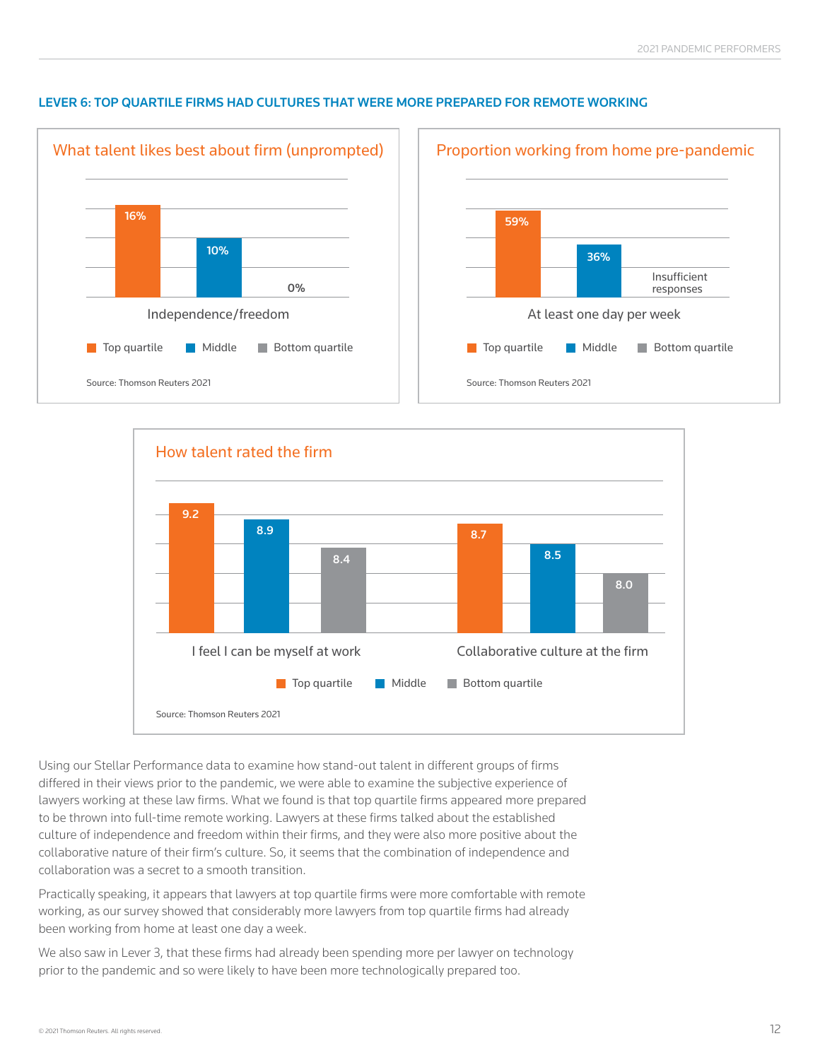### LEVER 6: TOP QUARTILE FIRMS HAD CULTURES THAT WERE MORE PREPARED FOR REMOTE WORKING

**What talent likes best about firm (unprompted)**

| | Top quartile | Middle | Bottom quartile |
|---|---|---|---|
| Independence/freedom | 16% | 10% | 0% |

Source: Thomson Reuters 2021

**Proportion working from home pre-pandemic**

| | Top quartile | Middle | Bottom quartile |
|---|---|---|---|
| At least one day per week | 59% | 36% | Insufficient responses |

Source: Thomson Reuters 2021

**How talent rated the firm**

| | Top quartile | Middle | Bottom quartile |
|---|---|---|---|
| I feel I can be myself at work | 9.2 | 8.9 | 8.4 |
| Collaborative culture at the firm | 8.7 | 8.5 | 8.0 |

Source: Thomson Reuters 2021

Using our Stellar Performance data to examine how stand-out talent in different groups of firms differed in their views prior to the pandemic, we were able to examine the subjective experience of lawyers working at these law firms. What we found is that top quartile firms appeared more prepared to be thrown into full-time remote working. Lawyers at these firms talked about the established culture of independence and freedom within their firms, and they were also more positive about the collaborative nature of their firm's culture. So, it seems that the combination of independence and collaboration was a secret to a smooth transition.

Practically speaking, it appears that lawyers at top quartile firms were more comfortable with remote working, as our survey showed that considerably more lawyers from top quartile firms had already been working from home at least one day a week.

We also saw in Lever 3, that these firms had already been spending more per lawyer on technology prior to the pandemic and so were likely to have been more technologically prepared too.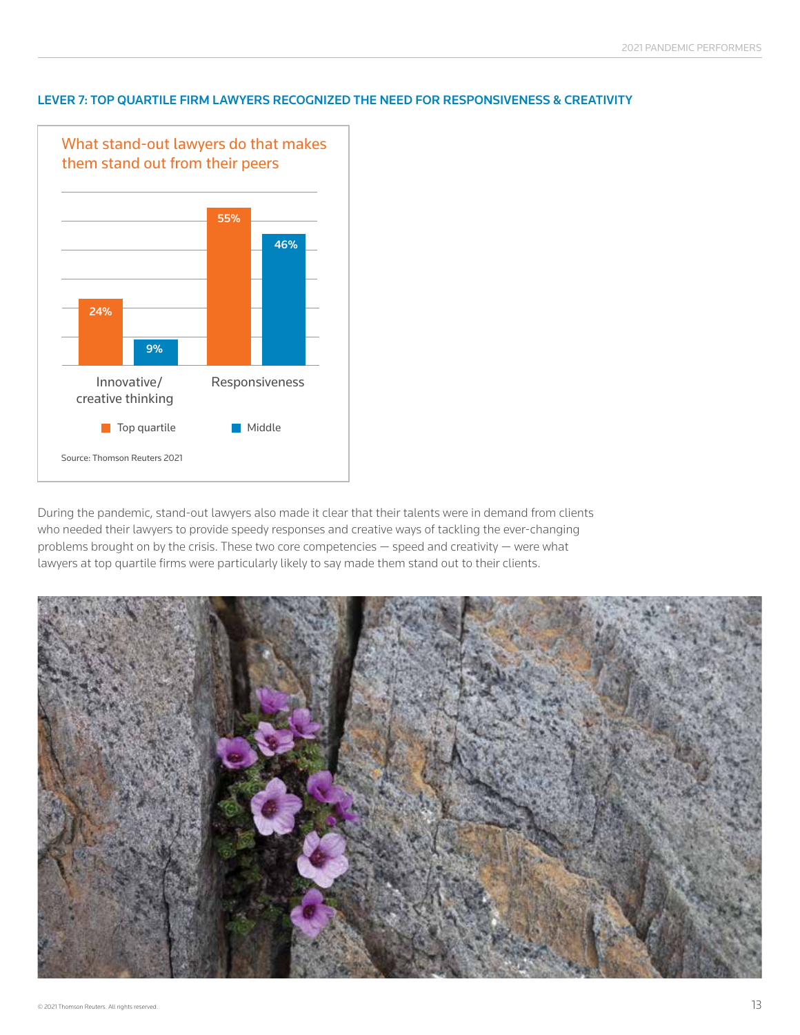## LEVER 7: TOP QUARTILE FIRM LAWYERS RECOGNIZED THE NEED FOR RESPONSIVENESS & CREATIVITY

### What stand-out lawyers do that makes them stand out from their peers

| | Top quartile | Middle |
|---|---|---|
| Innovative/creative thinking | 24% | 9% |
| Responsiveness | 55% | 46% |

Source: Thomson Reuters 2021

During the pandemic, stand-out lawyers also made it clear that their talents were in demand from clients who needed their lawyers to provide speedy responses and creative ways of tackling the ever-changing problems brought on by the crisis. These two core competencies — speed and creativity — were what lawyers at top quartile firms were particularly likely to say made them stand out to their clients.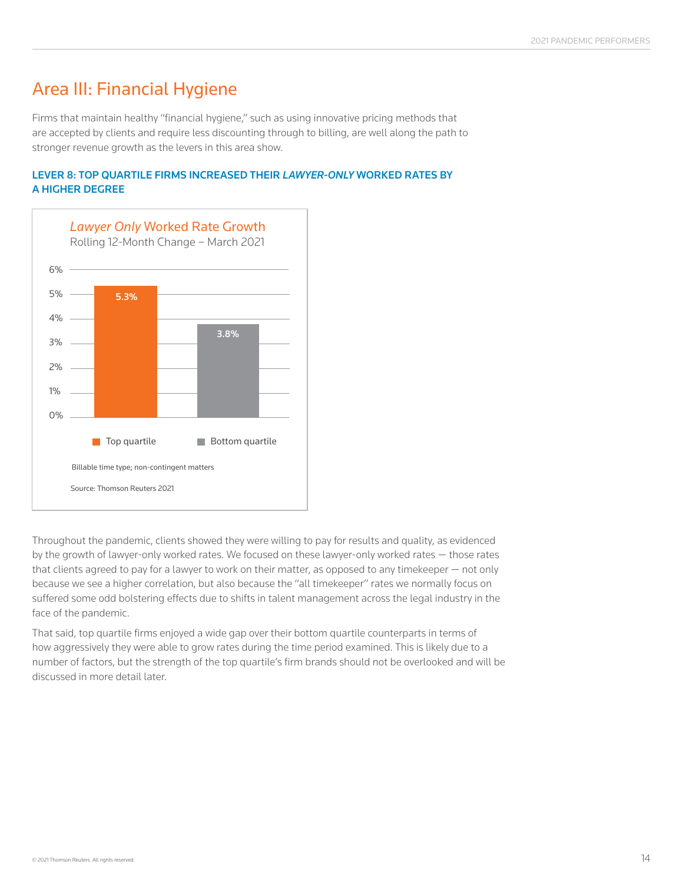## Area III: Financial Hygiene

Firms that maintain healthy "financial hygiene," such as using innovative pricing methods that are accepted by clients and require less discounting through to billing, are well along the path to stronger revenue growth as the levers in this area show.

### LEVER 8: TOP QUARTILE FIRMS INCREASED THEIR *LAWYER-ONLY* WORKED RATES BY A HIGHER DEGREE

***Lawyer Only* Worked Rate Growth**
Rolling 12-Month Change – March 2021

| | Rate Growth |
|---|---|
| Top quartile | 5.3% |
| Bottom quartile | 3.8% |

Billable time type; non-contingent matters

Source: Thomson Reuters 2021

Throughout the pandemic, clients showed they were willing to pay for results and quality, as evidenced by the growth of lawyer-only worked rates. We focused on these lawyer-only worked rates — those rates that clients agreed to pay for a lawyer to work on their matter, as opposed to any timekeeper — not only because we see a higher correlation, but also because the "all timekeeper" rates we normally focus on suffered some odd bolstering effects due to shifts in talent management across the legal industry in the face of the pandemic.

That said, top quartile firms enjoyed a wide gap over their bottom quartile counterparts in terms of how aggressively they were able to grow rates during the time period examined. This is likely due to a number of factors, but the strength of the top quartile's firm brands should not be overlooked and will be discussed in more detail later.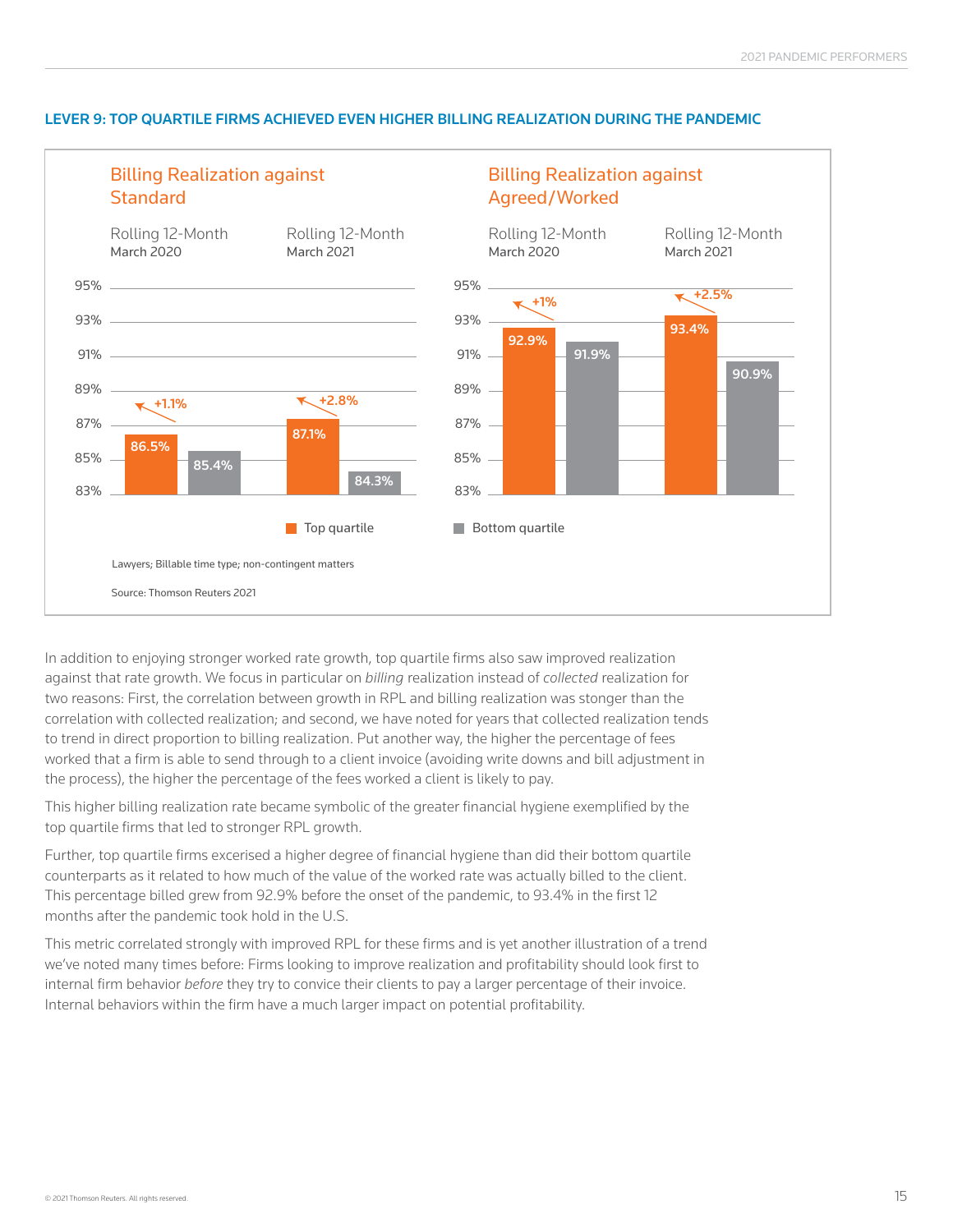### LEVER 9: TOP QUARTILE FIRMS ACHIEVED EVEN HIGHER BILLING REALIZATION DURING THE PANDEMIC

**Billing Realization against Standard**

| | Rolling 12-Month March 2020 | Rolling 12-Month March 2021 |
|---|---|---|
| Top quartile | 86.5% | 87.1% |
| Bottom quartile | 85.4% | 84.3% |
| Difference | +1.1% | +2.8% |

**Billing Realization against Agreed/Worked**

| | Rolling 12-Month March 2020 | Rolling 12-Month March 2021 |
|---|---|---|
| Top quartile | 92.9% | 93.4% |
| Bottom quartile | 91.9% | 90.9% |
| Difference | +1% | +2.5% |

Lawyers; Billable time type; non-contingent matters

Source: Thomson Reuters 2021

In addition to enjoying stronger worked rate growth, top quartile firms also saw improved realization against that rate growth. We focus in particular on *billing* realization instead of *collected* realization for two reasons: First, the correlation between growth in RPL and billing realization was stonger than the correlation with collected realization; and second, we have noted for years that collected realization tends to trend in direct proportion to billing realization. Put another way, the higher the percentage of fees worked that a firm is able to send through to a client invoice (avoiding write downs and bill adjustment in the process), the higher the percentage of the fees worked a client is likely to pay.

This higher billing realization rate became symbolic of the greater financial hygiene exemplified by the top quartile firms that led to stronger RPL growth.

Further, top quartile firms excerised a higher degree of financial hygiene than did their bottom quartile counterparts as it related to how much of the value of the worked rate was actually billed to the client. This percentage billed grew from 92.9% before the onset of the pandemic, to 93.4% in the first 12 months after the pandemic took hold in the U.S.

This metric correlated strongly with improved RPL for these firms and is yet another illustration of a trend we've noted many times before: Firms looking to improve realization and profitability should look first to internal firm behavior *before* they try to convice their clients to pay a larger percentage of their invoice. Internal behaviors within the firm have a much larger impact on potential profitability.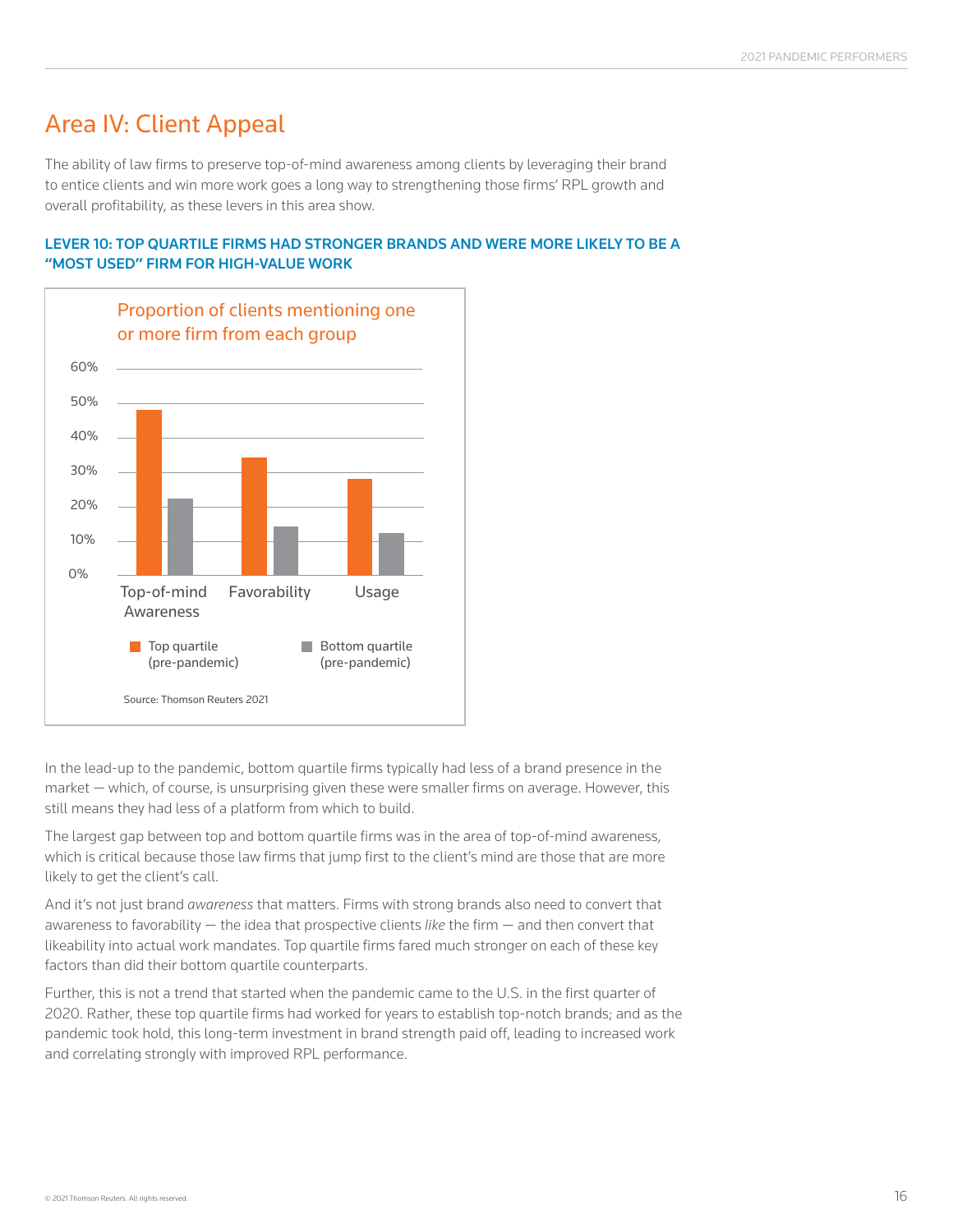## Area IV: Client Appeal

The ability of law firms to preserve top-of-mind awareness among clients by leveraging their brand to entice clients and win more work goes a long way to strengthening those firms' RPL growth and overall profitability, as these levers in this area show.

### LEVER 10: TOP QUARTILE FIRMS HAD STRONGER BRANDS AND WERE MORE LIKELY TO BE A "MOST USED" FIRM FOR HIGH-VALUE WORK

Proportion of clients mentioning one or more firm from each group

60%
50%
40%
30%
20%
10%
0%

Top-of-mind Awareness | Favorability | Usage

Top quartile (pre-pandemic) | Bottom quartile (pre-pandemic)

Source: Thomson Reuters 2021

In the lead-up to the pandemic, bottom quartile firms typically had less of a brand presence in the market — which, of course, is unsurprising given these were smaller firms on average. However, this still means they had less of a platform from which to build.

The largest gap between top and bottom quartile firms was in the area of top-of-mind awareness, which is critical because those law firms that jump first to the client's mind are those that are more likely to get the client's call.

And it's not just brand *awareness* that matters. Firms with strong brands also need to convert that awareness to favorability — the idea that prospective clients *like* the firm — and then convert that likeability into actual work mandates. Top quartile firms fared much stronger on each of these key factors than did their bottom quartile counterparts.

Further, this is not a trend that started when the pandemic came to the U.S. in the first quarter of 2020. Rather, these top quartile firms had worked for years to establish top-notch brands; and as the pandemic took hold, this long-term investment in brand strength paid off, leading to increased work and correlating strongly with improved RPL performance.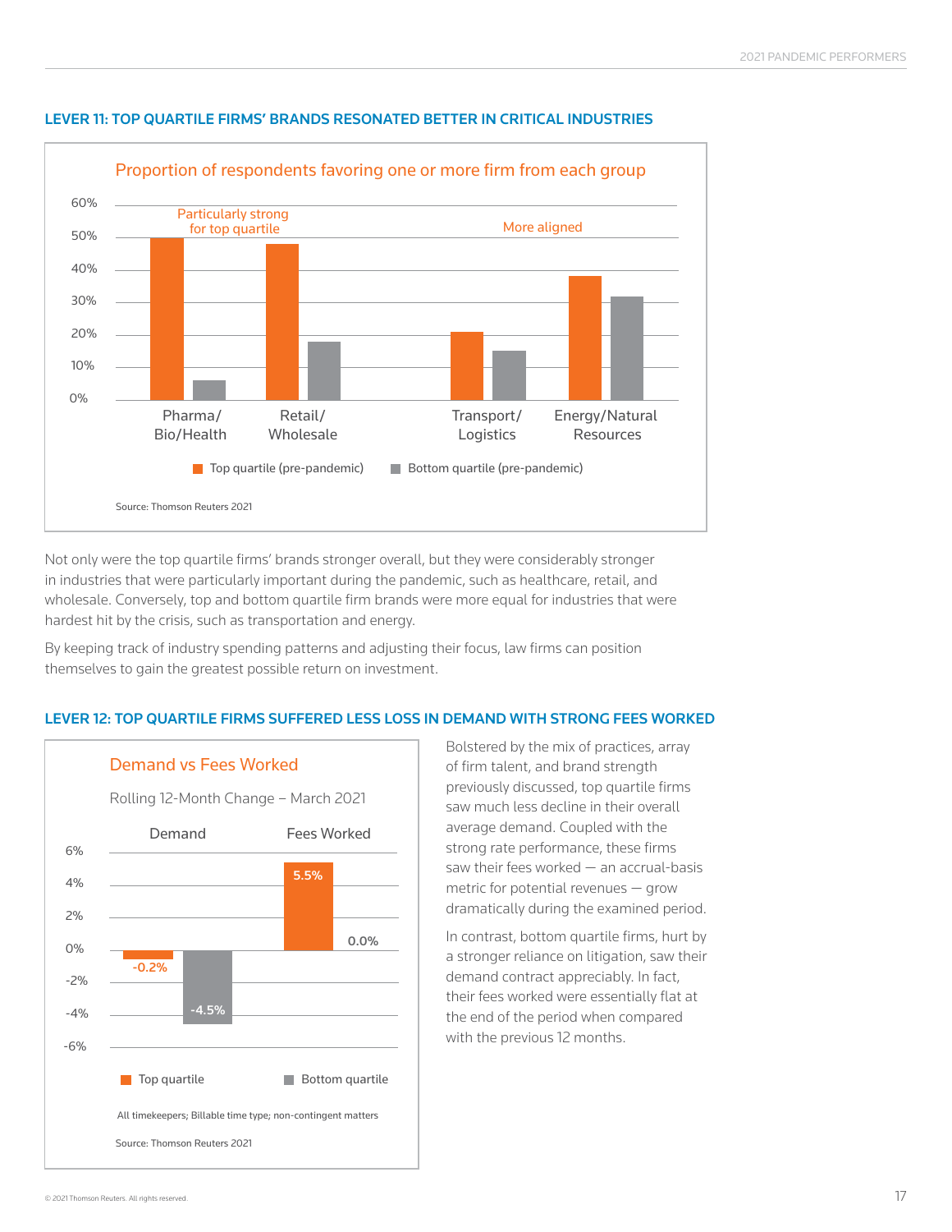## LEVER 11: TOP QUARTILE FIRMS' BRANDS RESONATED BETTER IN CRITICAL INDUSTRIES

**Proportion of respondents favoring one or more firm from each group**

Particularly strong for top quartile | More aligned

| Industry | Top quartile (pre-pandemic) | Bottom quartile (pre-pandemic) |
|---|---|---|
| Pharma/Bio/Health | ~50% | ~6% |
| Retail/Wholesale | ~48% | ~18% |
| Transport/Logistics | ~21% | ~15% |
| Energy/Natural Resources | ~38% | ~32% |

Source: Thomson Reuters 2021

Not only were the top quartile firms' brands stronger overall, but they were considerably stronger in industries that were particularly important during the pandemic, such as healthcare, retail, and wholesale. Conversely, top and bottom quartile firm brands were more equal for industries that were hardest hit by the crisis, such as transportation and energy.

By keeping track of industry spending patterns and adjusting their focus, law firms can position themselves to gain the greatest possible return on investment.

## LEVER 12: TOP QUARTILE FIRMS SUFFERED LESS LOSS IN DEMAND WITH STRONG FEES WORKED

**Demand vs Fees Worked**

Rolling 12-Month Change – March 2021

| | Demand | Fees Worked |
|---|---|---|
| Top quartile | -0.2% | 5.5% |
| Bottom quartile | -4.5% | 0.0% |

All timekeepers; Billable time type; non-contingent matters

Source: Thomson Reuters 2021

Bolstered by the mix of practices, array of firm talent, and brand strength previously discussed, top quartile firms saw much less decline in their overall average demand. Coupled with the strong rate performance, these firms saw their fees worked — an accrual-basis metric for potential revenues — grow dramatically during the examined period.

In contrast, bottom quartile firms, hurt by a stronger reliance on litigation, saw their demand contract appreciably. In fact, their fees worked were essentially flat at the end of the period when compared with the previous 12 months.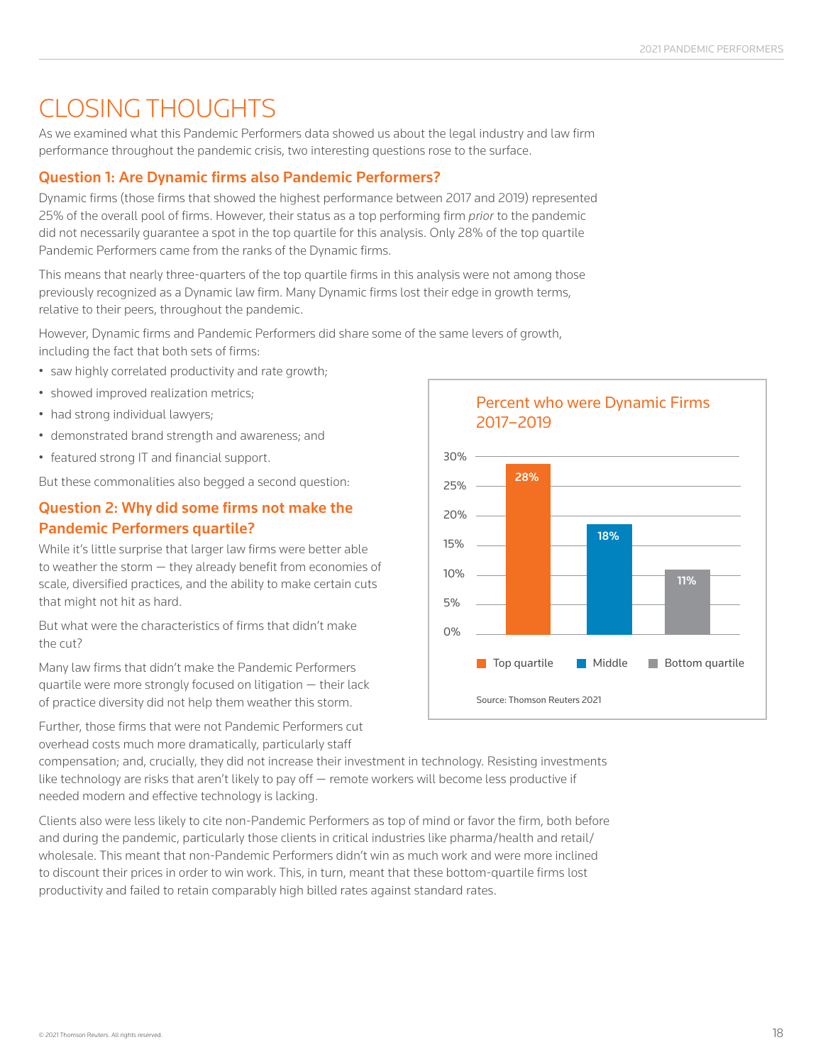# CLOSING THOUGHTS

As we examined what this Pandemic Performers data showed us about the legal industry and law firm performance throughout the pandemic crisis, two interesting questions rose to the surface.

## Question 1: Are Dynamic firms also Pandemic Performers?

Dynamic firms (those firms that showed the highest performance between 2017 and 2019) represented 25% of the overall pool of firms. However, their status as a top performing firm *prior* to the pandemic did not necessarily guarantee a spot in the top quartile for this analysis. Only 28% of the top quartile Pandemic Performers came from the ranks of the Dynamic firms.

This means that nearly three-quarters of the top quartile firms in this analysis were not among those previously recognized as a Dynamic law firm. Many Dynamic firms lost their edge in growth terms, relative to their peers, throughout the pandemic.

However, Dynamic firms and Pandemic Performers did share some of the same levers of growth, including the fact that both sets of firms:

- saw highly correlated productivity and rate growth;
- showed improved realization metrics;
- had strong individual lawyers;
- demonstrated brand strength and awareness; and
- featured strong IT and financial support.

But these commonalities also begged a second question:

## Question 2: Why did some firms not make the Pandemic Performers quartile?

While it's little surprise that larger law firms were better able to weather the storm — they already benefit from economies of scale, diversified practices, and the ability to make certain cuts that might not hit as hard.

But what were the characteristics of firms that didn't make the cut?

Many law firms that didn't make the Pandemic Performers quartile were more strongly focused on litigation — their lack of practice diversity did not help them weather this storm.

Further, those firms that were not Pandemic Performers cut overhead costs much more dramatically, particularly staff compensation; and, crucially, they did not increase their investment in technology. Resisting investments like technology are risks that aren't likely to pay off — remote workers will become less productive if needed modern and effective technology is lacking.

Clients also were less likely to cite non-Pandemic Performers as top of mind or favor the firm, both before and during the pandemic, particularly those clients in critical industries like pharma/health and retail/wholesale. This meant that non-Pandemic Performers didn't win as much work and were more inclined to discount their prices in order to win work. This, in turn, meant that these bottom-quartile firms lost productivity and failed to retain comparably high billed rates against standard rates.

**Percent who were Dynamic Firms 2017–2019**

| Top quartile | Middle | Bottom quartile |
|---|---|---|
| 28% | 18% | 11% |

Source: Thomson Reuters 2021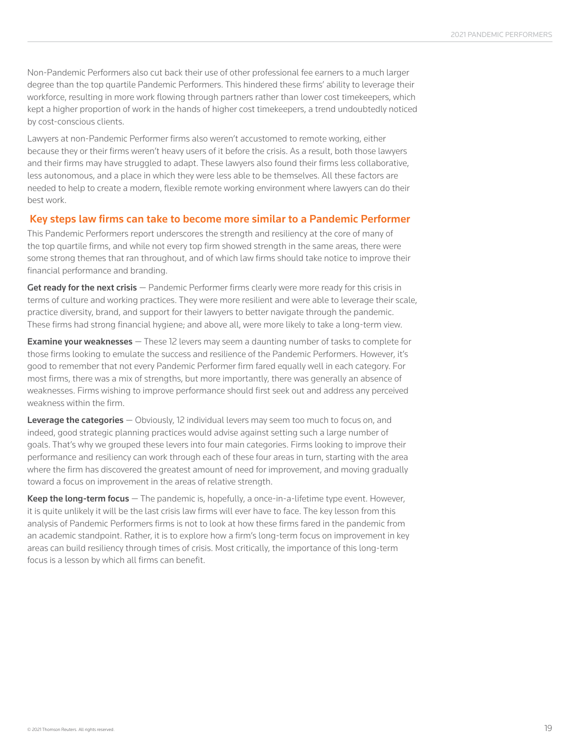Non-Pandemic Performers also cut back their use of other professional fee earners to a much larger degree than the top quartile Pandemic Performers. This hindered these firms' ability to leverage their workforce, resulting in more work flowing through partners rather than lower cost timekeepers, which kept a higher proportion of work in the hands of higher cost timekeepers, a trend undoubtedly noticed by cost-conscious clients.

Lawyers at non-Pandemic Performer firms also weren't accustomed to remote working, either because they or their firms weren't heavy users of it before the crisis. As a result, both those lawyers and their firms may have struggled to adapt. These lawyers also found their firms less collaborative, less autonomous, and a place in which they were less able to be themselves. All these factors are needed to help to create a modern, flexible remote working environment where lawyers can do their best work.

## Key steps law firms can take to become more similar to a Pandemic Performer

This Pandemic Performers report underscores the strength and resiliency at the core of many of the top quartile firms, and while not every top firm showed strength in the same areas, there were some strong themes that ran throughout, and of which law firms should take notice to improve their financial performance and branding.

**Get ready for the next crisis** — Pandemic Performer firms clearly were more ready for this crisis in terms of culture and working practices. They were more resilient and were able to leverage their scale, practice diversity, brand, and support for their lawyers to better navigate through the pandemic. These firms had strong financial hygiene; and above all, were more likely to take a long-term view.

**Examine your weaknesses** — These 12 levers may seem a daunting number of tasks to complete for those firms looking to emulate the success and resilience of the Pandemic Performers. However, it's good to remember that not every Pandemic Performer firm fared equally well in each category. For most firms, there was a mix of strengths, but more importantly, there was generally an absence of weaknesses. Firms wishing to improve performance should first seek out and address any perceived weakness within the firm.

**Leverage the categories** — Obviously, 12 individual levers may seem too much to focus on, and indeed, good strategic planning practices would advise against setting such a large number of goals. That's why we grouped these levers into four main categories. Firms looking to improve their performance and resiliency can work through each of these four areas in turn, starting with the area where the firm has discovered the greatest amount of need for improvement, and moving gradually toward a focus on improvement in the areas of relative strength.

**Keep the long-term focus** — The pandemic is, hopefully, a once-in-a-lifetime type event. However, it is quite unlikely it will be the last crisis law firms will ever have to face. The key lesson from this analysis of Pandemic Performers firms is not to look at how these firms fared in the pandemic from an academic standpoint. Rather, it is to explore how a firm's long-term focus on improvement in key areas can build resiliency through times of crisis. Most critically, the importance of this long-term focus is a lesson by which all firms can benefit.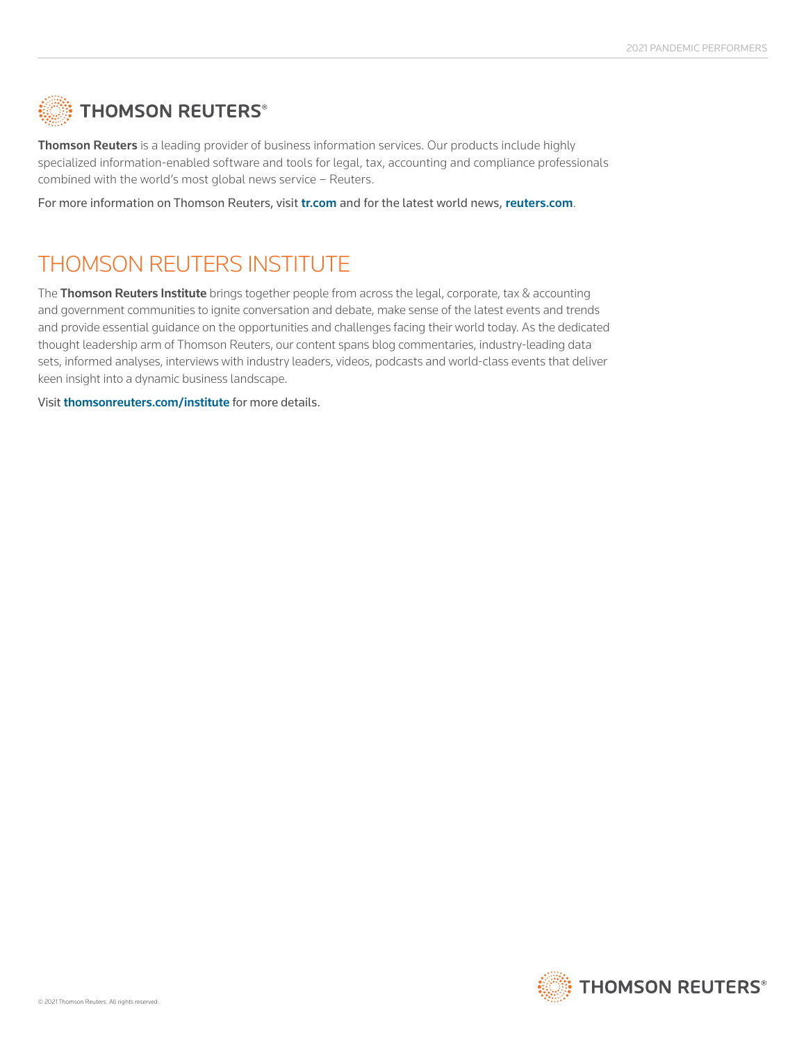# THOMSON REUTERS

**Thomson Reuters** is a leading provider of business information services. Our products include highly specialized information-enabled software and tools for legal, tax, accounting and compliance professionals combined with the world's most global news service – Reuters.

For more information on Thomson Reuters, visit **tr.com** and for the latest world news, **reuters.com**.

## THOMSON REUTERS INSTITUTE

The **Thomson Reuters Institute** brings together people from across the legal, corporate, tax & accounting and government communities to ignite conversation and debate, make sense of the latest events and trends and provide essential guidance on the opportunities and challenges facing their world today. As the dedicated thought leadership arm of Thomson Reuters, our content spans blog commentaries, industry-leading data sets, informed analyses, interviews with industry leaders, videos, podcasts and world-class events that deliver keen insight into a dynamic business landscape.

Visit **thomsonreuters.com/institute** for more details.

© 2021 Thomson Reuters. All rights reserved.